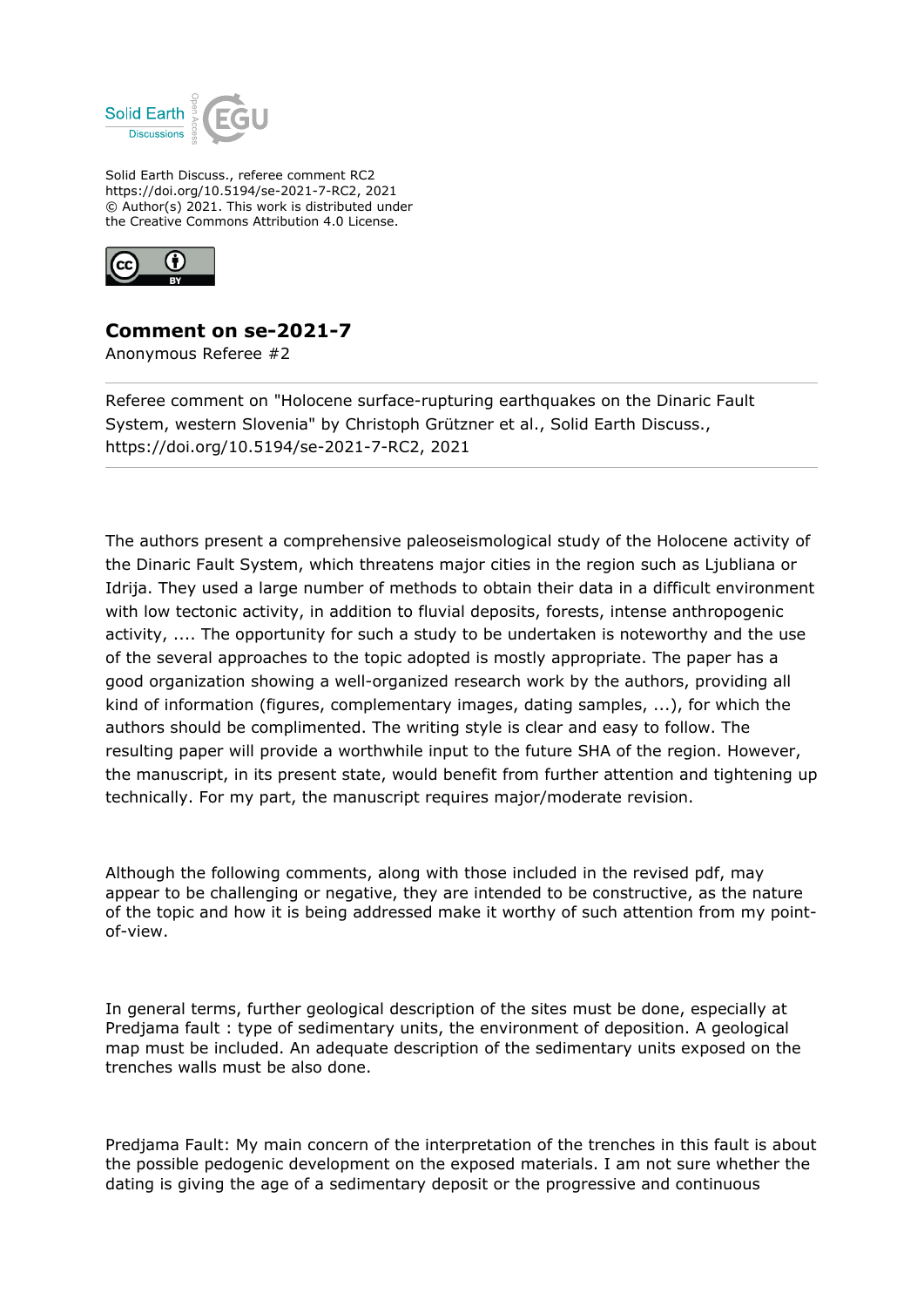Solid Earth Discuss., referee comment RC2
https://doi.org/10.5194/se-2021-7-RC2, 2021
© Author(s) 2021. This work is distributed under
the Creative Commons Attribution 4.0 License.

# Comment on se-2021-7

Anonymous Referee #2

---

Referee comment on "Holocene surface-rupturing earthquakes on the Dinaric Fault System, western Slovenia" by Christoph Grützner et al., Solid Earth Discuss., https://doi.org/10.5194/se-2021-7-RC2, 2021

---

The authors present a comprehensive paleoseismological study of the Holocene activity of the Dinaric Fault System, which threatens major cities in the region such as Ljubliana or Idrija. They used a large number of methods to obtain their data in a difficult environment with low tectonic activity, in addition to fluvial deposits, forests, intense anthropogenic activity, .... The opportunity for such a study to be undertaken is noteworthy and the use of the several approaches to the topic adopted is mostly appropriate. The paper has a good organization showing a well-organized research work by the authors, providing all kind of information (figures, complementary images, dating samples, ...), for which the authors should be complimented. The writing style is clear and easy to follow. The resulting paper will provide a worthwhile input to the future SHA of the region. However, the manuscript, in its present state, would benefit from further attention and tightening up technically. For my part, the manuscript requires major/moderate revision.

Although the following comments, along with those included in the revised pdf, may appear to be challenging or negative, they are intended to be constructive, as the nature of the topic and how it is being addressed make it worthy of such attention from my point-of-view.

In general terms, further geological description of the sites must be done, especially at Predjama fault : type of sedimentary units, the environment of deposition. A geological map must be included. An adequate description of the sedimentary units exposed on the trenches walls must be also done.

Predjama Fault: My main concern of the interpretation of the trenches in this fault is about the possible pedogenic development on the exposed materials. I am not sure whether the dating is giving the age of a sedimentary deposit or the progressive and continuous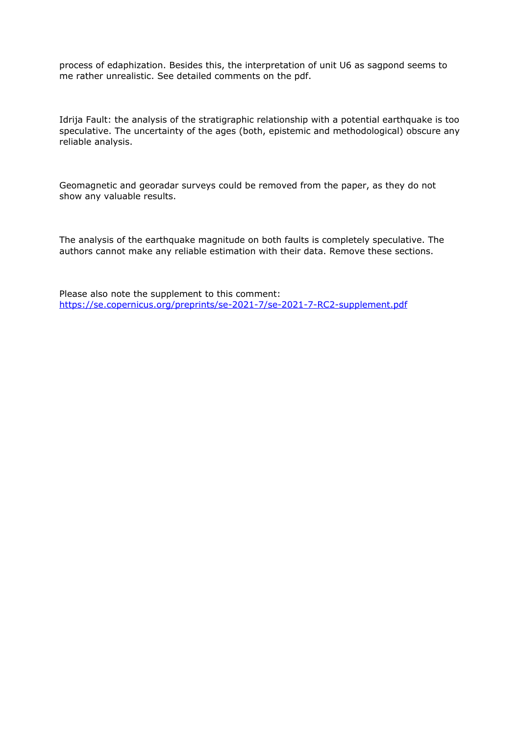process of edaphization. Besides this, the interpretation of unit U6 as sagpond seems to me rather unrealistic. See detailed comments on the pdf.

Idrija Fault: the analysis of the stratigraphic relationship with a potential earthquake is too speculative. The uncertainty of the ages (both, epistemic and methodological) obscure any reliable analysis.

Geomagnetic and georadar surveys could be removed from the paper, as they do not show any valuable results.

The analysis of the earthquake magnitude on both faults is completely speculative. The authors cannot make any reliable estimation with their data. Remove these sections.

Please also note the supplement to this comment:
https://se.copernicus.org/preprints/se-2021-7/se-2021-7-RC2-supplement.pdf